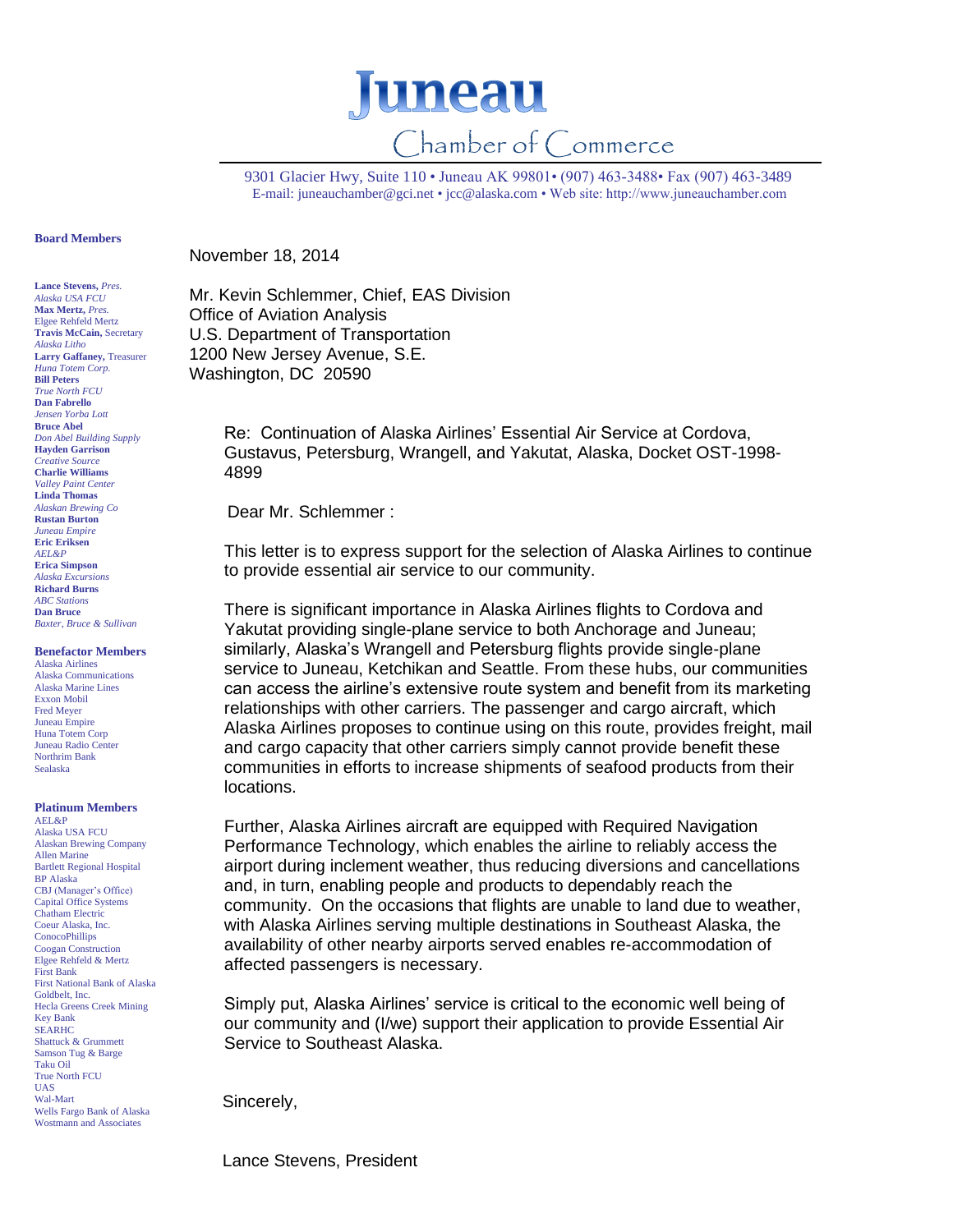# Juneau
## Chamber of Commerce

9301 Glacier Hwy, Suite 110 • Juneau AK 99801• (907) 463-3488• Fax (907) 463-3489
E-mail: juneauchamber@gci.net • jcc@alaska.com • Web site: http://www.juneauchamber.com

**Board Members**

**Lance Stevens,** *Pres.*
*Alaska USA FCU*
**Max Mertz,** *Pres.*
Elgee Rehfeld Mertz
**Travis McCain,** Secretary
*Alaska Litho*
**Larry Gaffaney,** Treasurer
*Huna Totem Corp.*
**Bill Peters**
*True North FCU*
**Dan Fabrello**
*Jensen Yorba Lott*
**Bruce Abel**
*Don Abel Building Supply*
**Hayden Garrison**
*Creative Source*
**Charlie Williams**
*Valley Paint Center*
**Linda Thomas**
*Alaskan Brewing Co*
**Rustan Burton**
*Juneau Empire*
**Eric Eriksen**
*AEL&P*
**Erica Simpson**
*Alaska Excursions*
**Richard Burns**
*ABC Stations*
**Dan Bruce**
*Baxter, Bruce & Sullivan*

**Benefactor Members**
Alaska Airlines
Alaska Communications
Alaska Marine Lines
Exxon Mobil
Fred Meyer
Juneau Empire
Huna Totem Corp
Juneau Radio Center
Northrim Bank
Sealaska

**Platinum Members**
AEL&P
Alaska USA FCU
Alaskan Brewing Company
Allen Marine
Bartlett Regional Hospital
BP Alaska
CBJ (Manager's Office)
Capital Office Systems
Chatham Electric
Coeur Alaska, Inc.
ConocoPhillips
Coogan Construction
Elgee Rehfeld & Mertz
First Bank
First National Bank of Alaska
Goldbelt, Inc.
Hecla Greens Creek Mining
Key Bank
SEARHC
Shattuck & Grummett
Samson Tug & Barge
Taku Oil
True North FCU
UAS
Wal-Mart
Wells Fargo Bank of Alaska
Wostmann and Associates

November 18, 2014

Mr. Kevin Schlemmer, Chief, EAS Division
Office of Aviation Analysis
U.S. Department of Transportation
1200 New Jersey Avenue, S.E.
Washington, DC 20590

Re: Continuation of Alaska Airlines' Essential Air Service at Cordova, Gustavus, Petersburg, Wrangell, and Yakutat, Alaska, Docket OST-1998-4899

Dear Mr. Schlemmer :

This letter is to express support for the selection of Alaska Airlines to continue to provide essential air service to our community.

There is significant importance in Alaska Airlines flights to Cordova and Yakutat providing single-plane service to both Anchorage and Juneau; similarly, Alaska's Wrangell and Petersburg flights provide single-plane service to Juneau, Ketchikan and Seattle. From these hubs, our communities can access the airline's extensive route system and benefit from its marketing relationships with other carriers. The passenger and cargo aircraft, which Alaska Airlines proposes to continue using on this route, provides freight, mail and cargo capacity that other carriers simply cannot provide benefit these communities in efforts to increase shipments of seafood products from their locations.

Further, Alaska Airlines aircraft are equipped with Required Navigation Performance Technology, which enables the airline to reliably access the airport during inclement weather, thus reducing diversions and cancellations and, in turn, enabling people and products to dependably reach the community. On the occasions that flights are unable to land due to weather, with Alaska Airlines serving multiple destinations in Southeast Alaska, the availability of other nearby airports served enables re-accommodation of affected passengers is necessary.

Simply put, Alaska Airlines' service is critical to the economic well being of our community and (I/we) support their application to provide Essential Air Service to Southeast Alaska.

Sincerely,

Lance Stevens, President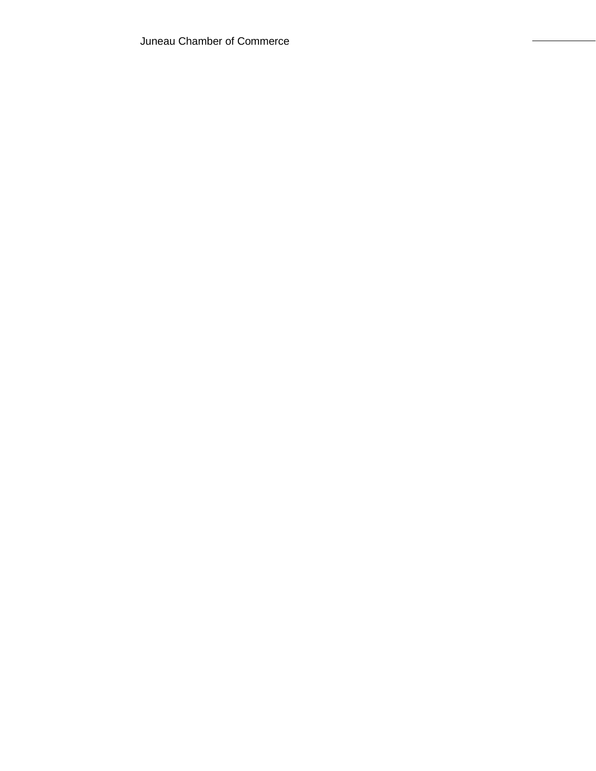Juneau Chamber of Commerce